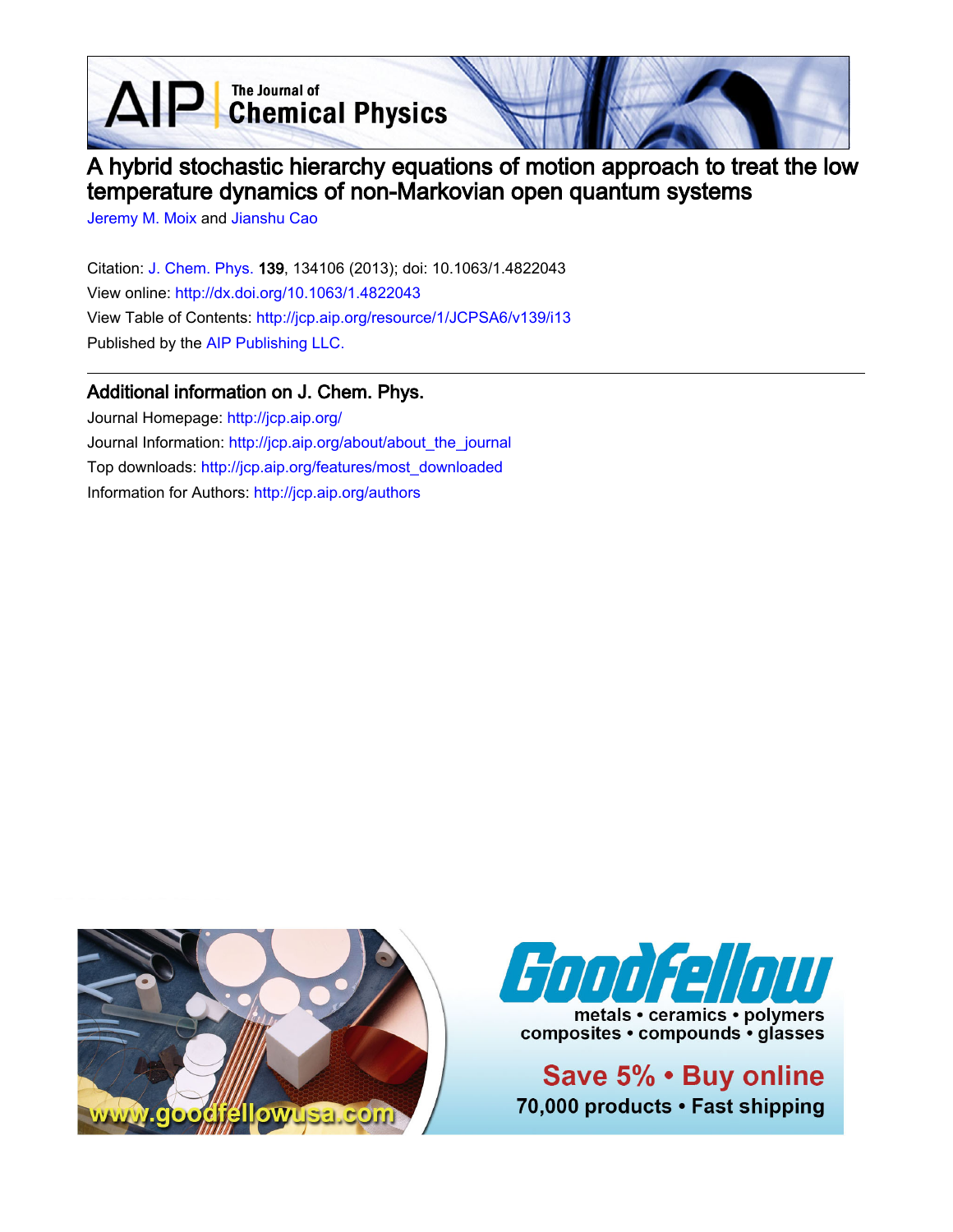# A hybrid stochastic hierarchy equations of motion approach to treat the low temperature dynamics of non-Markovian open quantum systems

Jeremy M. Moix and Jianshu Cao

Citation: J. Chem. Phys. **139**, 134106 (2013); doi: 10.1063/1.4822043

View online: http://dx.doi.org/10.1063/1.4822043

View Table of Contents: http://jcp.aip.org/resource/1/JCPSA6/v139/i13

Published by the AIP Publishing LLC.

## Additional information on J. Chem. Phys.

Journal Homepage: http://jcp.aip.org/

Journal Information: http://jcp.aip.org/about/about_the_journal

Top downloads: http://jcp.aip.org/features/most_downloaded

Information for Authors: http://jcp.aip.org/authors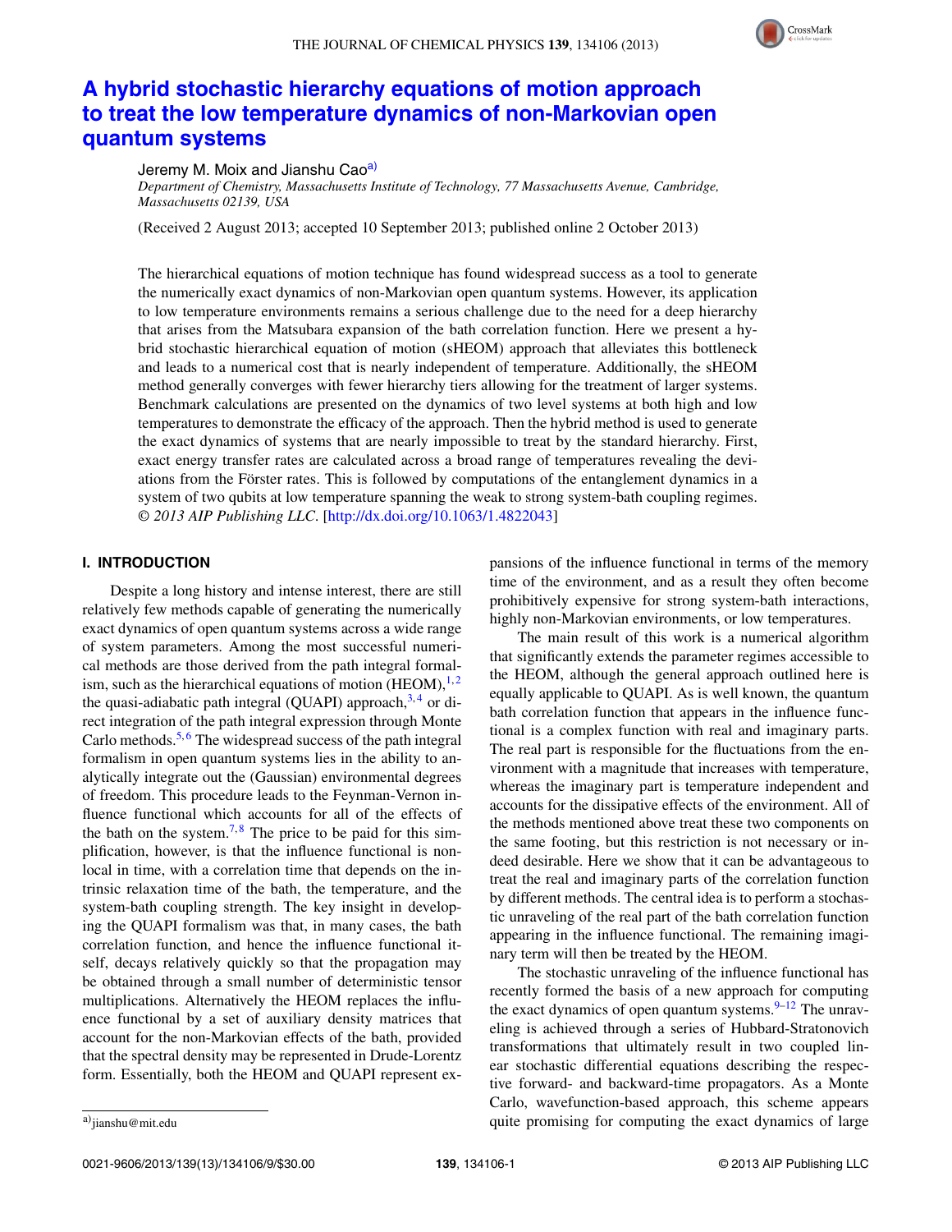# A hybrid stochastic hierarchy equations of motion approach to treat the low temperature dynamics of non-Markovian open quantum systems

Jeremy M. Moix and Jianshu Cao[a)]

*Department of Chemistry, Massachusetts Institute of Technology, 77 Massachusetts Avenue, Cambridge, Massachusetts 02139, USA*

(Received 2 August 2013; accepted 10 September 2013; published online 2 October 2013)

The hierarchical equations of motion technique has found widespread success as a tool to generate the numerically exact dynamics of non-Markovian open quantum systems. However, its application to low temperature environments remains a serious challenge due to the need for a deep hierarchy that arises from the Matsubara expansion of the bath correlation function. Here we present a hybrid stochastic hierarchical equation of motion (sHEOM) approach that alleviates this bottleneck and leads to a numerical cost that is nearly independent of temperature. Additionally, the sHEOM method generally converges with fewer hierarchy tiers allowing for the treatment of larger systems. Benchmark calculations are presented on the dynamics of two level systems at both high and low temperatures to demonstrate the efficacy of the approach. Then the hybrid method is used to generate the exact dynamics of systems that are nearly impossible to treat by the standard hierarchy. First, exact energy transfer rates are calculated across a broad range of temperatures revealing the deviations from the Förster rates. This is followed by computations of the entanglement dynamics in a system of two qubits at low temperature spanning the weak to strong system-bath coupling regimes. © *2013 AIP Publishing LLC*. [http://dx.doi.org/10.1063/1.4822043]

## I. INTRODUCTION

Despite a long history and intense interest, there are still relatively few methods capable of generating the numerically exact dynamics of open quantum systems across a wide range of system parameters. Among the most successful numerical methods are those derived from the path integral formalism, such as the hierarchical equations of motion (HEOM),[1,2] the quasi-adiabatic path integral (QUAPI) approach,[3,4] or direct integration of the path integral expression through Monte Carlo methods.[5,6] The widespread success of the path integral formalism in open quantum systems lies in the ability to analytically integrate out the (Gaussian) environmental degrees of freedom. This procedure leads to the Feynman-Vernon influence functional which accounts for all of the effects of the bath on the system.[7,8] The price to be paid for this simplification, however, is that the influence functional is nonlocal in time, with a correlation time that depends on the intrinsic relaxation time of the bath, the temperature, and the system-bath coupling strength. The key insight in developing the QUAPI formalism was that, in many cases, the bath correlation function, and hence the influence functional itself, decays relatively quickly so that the propagation may be obtained through a small number of deterministic tensor multiplications. Alternatively the HEOM replaces the influence functional by a set of auxiliary density matrices that account for the non-Markovian effects of the bath, provided that the spectral density may be represented in Drude-Lorentz form. Essentially, both the HEOM and QUAPI represent expansions of the influence functional in terms of the memory time of the environment, and as a result they often become prohibitively expensive for strong system-bath interactions, highly non-Markovian environments, or low temperatures.

The main result of this work is a numerical algorithm that significantly extends the parameter regimes accessible to the HEOM, although the general approach outlined here is equally applicable to QUAPI. As is well known, the quantum bath correlation function that appears in the influence functional is a complex function with real and imaginary parts. The real part is responsible for the fluctuations from the environment with a magnitude that increases with temperature, whereas the imaginary part is temperature independent and accounts for the dissipative effects of the environment. All of the methods mentioned above treat these two components on the same footing, but this restriction is not necessary or indeed desirable. Here we show that it can be advantageous to treat the real and imaginary parts of the correlation function by different methods. The central idea is to perform a stochastic unraveling of the real part of the bath correlation function appearing in the influence functional. The remaining imaginary term will then be treated by the HEOM.

The stochastic unraveling of the influence functional has recently formed the basis of a new approach for computing the exact dynamics of open quantum systems.[9–12] The unraveling is achieved through a series of Hubbard-Stratonovich transformations that ultimately result in two coupled linear stochastic differential equations describing the respective forward- and backward-time propagators. As a Monte Carlo, wavefunction-based approach, this scheme appears quite promising for computing the exact dynamics of large

---

[a)]jianshu@mit.edu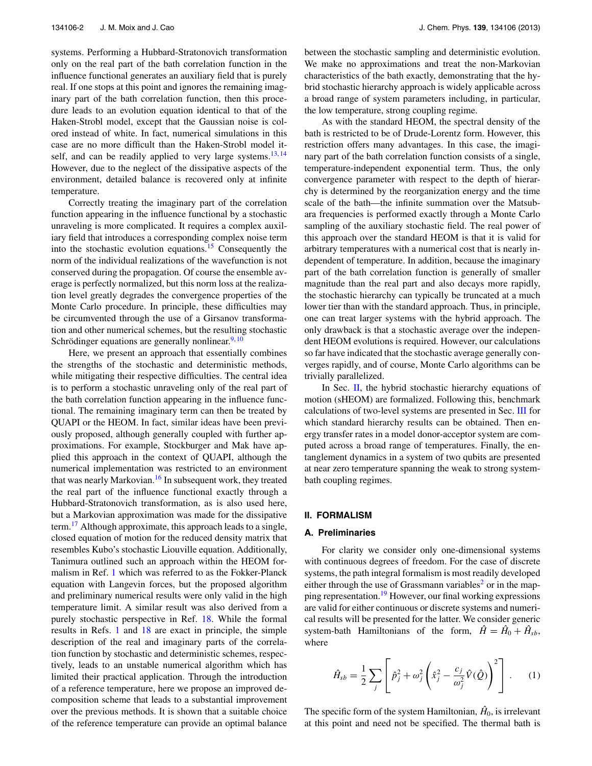systems. Performing a Hubbard-Stratonovich transformation only on the real part of the bath correlation function in the influence functional generates an auxiliary field that is purely real. If one stops at this point and ignores the remaining imaginary part of the bath correlation function, then this procedure leads to an evolution equation identical to that of the Haken-Strobl model, except that the Gaussian noise is colored instead of white. In fact, numerical simulations in this case are no more difficult than the Haken-Strobl model itself, and can be readily applied to very large systems.[13,14] However, due to the neglect of the dissipative aspects of the environment, detailed balance is recovered only at infinite temperature.

Correctly treating the imaginary part of the correlation function appearing in the influence functional by a stochastic unraveling is more complicated. It requires a complex auxiliary field that introduces a corresponding complex noise term into the stochastic evolution equations.[15] Consequently the norm of the individual realizations of the wavefunction is not conserved during the propagation. Of course the ensemble average is perfectly normalized, but this norm loss at the realization level greatly degrades the convergence properties of the Monte Carlo procedure. In principle, these difficulties may be circumvented through the use of a Girsanov transformation and other numerical schemes, but the resulting stochastic Schrödinger equations are generally nonlinear.[9,10]

Here, we present an approach that essentially combines the strengths of the stochastic and deterministic methods, while mitigating their respective difficulties. The central idea is to perform a stochastic unraveling only of the real part of the bath correlation function appearing in the influence functional. The remaining imaginary term can then be treated by QUAPI or the HEOM. In fact, similar ideas have been previously proposed, although generally coupled with further approximations. For example, Stockburger and Mak have applied this approach in the context of QUAPI, although the numerical implementation was restricted to an environment that was nearly Markovian.[16] In subsequent work, they treated the real part of the influence functional exactly through a Hubbard-Stratonovich transformation, as is also used here, but a Markovian approximation was made for the dissipative term.[17] Although approximate, this approach leads to a single, closed equation of motion for the reduced density matrix that resembles Kubo's stochastic Liouville equation. Additionally, Tanimura outlined such an approach within the HEOM formalism in Ref. 1 which was referred to as the Fokker-Planck equation with Langevin forces, but the proposed algorithm and preliminary numerical results were only valid in the high temperature limit. A similar result was also derived from a purely stochastic perspective in Ref. 18. While the formal results in Refs. 1 and 18 are exact in principle, the simple description of the real and imaginary parts of the correlation function by stochastic and deterministic schemes, respectively, leads to an unstable numerical algorithm which has limited their practical application. Through the introduction of a reference temperature, here we propose an improved decomposition scheme that leads to a substantial improvement over the previous methods. It is shown that a suitable choice of the reference temperature can provide an optimal balance between the stochastic sampling and deterministic evolution. We make no approximations and treat the non-Markovian characteristics of the bath exactly, demonstrating that the hybrid stochastic hierarchy approach is widely applicable across a broad range of system parameters including, in particular, the low temperature, strong coupling regime.

As with the standard HEOM, the spectral density of the bath is restricted to be of Drude-Lorentz form. However, this restriction offers many advantages. In this case, the imaginary part of the bath correlation function consists of a single, temperature-independent exponential term. Thus, the only convergence parameter with respect to the depth of hierarchy is determined by the reorganization energy and the time scale of the bath—the infinite summation over the Matsubara frequencies is performed exactly through a Monte Carlo sampling of the auxiliary stochastic field. The real power of this approach over the standard HEOM is that it is valid for arbitrary temperatures with a numerical cost that is nearly independent of temperature. In addition, because the imaginary part of the bath correlation function is generally of smaller magnitude than the real part and also decays more rapidly, the stochastic hierarchy can typically be truncated at a much lower tier than with the standard approach. Thus, in principle, one can treat larger systems with the hybrid approach. The only drawback is that a stochastic average over the independent HEOM evolutions is required. However, our calculations so far have indicated that the stochastic average generally converges rapidly, and of course, Monte Carlo algorithms can be trivially parallelized.

In Sec. II, the hybrid stochastic hierarchy equations of motion (sHEOM) are formalized. Following this, benchmark calculations of two-level systems are presented in Sec. III for which standard hierarchy results can be obtained. Then energy transfer rates in a model donor-acceptor system are computed across a broad range of temperatures. Finally, the entanglement dynamics in a system of two qubits are presented at near zero temperature spanning the weak to strong system-bath coupling regimes.

## II. FORMALISM

### A. Preliminaries

For clarity we consider only one-dimensional systems with continuous degrees of freedom. For the case of discrete systems, the path integral formalism is most readily developed either through the use of Grassmann variables[2] or in the mapping representation.[19] However, our final working expressions are valid for either continuous or discrete systems and numerical results will be presented for the latter. We consider generic system-bath Hamiltonians of the form, $\hat{H} = \hat{H}_0 + \hat{H}_{sb}$, where

$$\hat{H}_{sb} = \frac{1}{2}\sum_j \left[ \hat{p}_j^2 + \omega_j^2 \left( \hat{x}_j^2 - \frac{c_j}{\omega_j^2}\hat{V}(\hat{Q}) \right)^2 \right]. \qquad (1)$$

The specific form of the system Hamiltonian, $\hat{H}_0$, is irrelevant at this point and need not be specified. The thermal bath is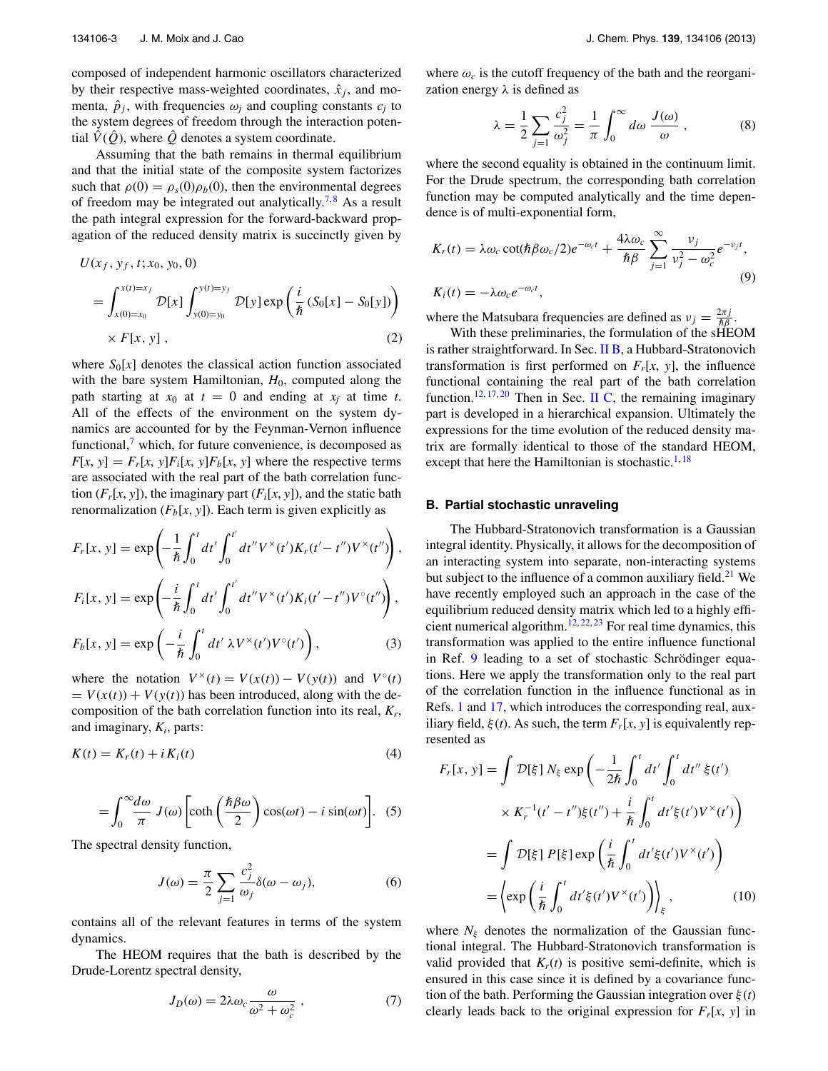composed of independent harmonic oscillators characterized by their respective mass-weighted coordinates, $\hat{x}_j$, and momenta, $\hat{p}_j$, with frequencies $\omega_j$ and coupling constants $c_j$ to the system degrees of freedom through the interaction potential $\hat{V}(\hat{Q})$, where $\hat{Q}$ denotes a system coordinate.

Assuming that the bath remains in thermal equilibrium and that the initial state of the composite system factorizes such that $\rho(0) = \rho_s(0)\rho_b(0)$, then the environmental degrees of freedom may be integrated out analytically.[7,8] As a result the path integral expression for the forward-backward propagation of the reduced density matrix is succinctly given by

$$
\begin{aligned}
&U(x_f, y_f, t; x_0, y_0, 0) \\
&= \int_{x(0)=x_0}^{x(t)=x_f} \mathcal{D}[x] \int_{y(0)=y_0}^{y(t)=y_f} \mathcal{D}[y] \exp\left(\frac{i}{\hbar}\left(S_0[x] - S_0[y]\right)\right) \\
&\quad \times F[x, y] \,,
\end{aligned}
\tag{2}
$$

where $S_0[x]$ denotes the classical action function associated with the bare system Hamiltonian, $H_0$, computed along the path starting at $x_0$ at $t = 0$ and ending at $x_f$ at time $t$. All of the effects of the environment on the system dynamics are accounted for by the Feynman-Vernon influence functional,[7] which, for future convenience, is decomposed as $F[x, y] = F_r[x, y]F_i[x, y]F_b[x, y]$ where the respective terms are associated with the real part of the bath correlation function ($F_r[x, y]$), the imaginary part ($F_i[x, y]$), and the static bath renormalization ($F_b[x, y]$). Each term is given explicitly as

$$
\begin{aligned}
F_r[x, y] &= \exp\left(-\frac{1}{\hbar}\int_0^t dt' \int_0^{t'} dt'' V^\times(t') K_r(t' - t'') V^\times(t'')\right), \\
F_i[x, y] &= \exp\left(-\frac{i}{\hbar}\int_0^t dt' \int_0^{t'} dt'' V^\times(t') K_i(t' - t'') V^\circ(t'')\right), \\
F_b[x, y] &= \exp\left(-\frac{i}{\hbar}\int_0^t dt' \, \lambda V^\times(t') V^\circ(t')\right),
\end{aligned}
\tag{3}
$$

where the notation $V^\times(t) = V(x(t)) - V(y(t))$ and $V^\circ(t) = V(x(t)) + V(y(t))$ has been introduced, along with the decomposition of the bath correlation function into its real, $K_r$, and imaginary, $K_i$, parts:

$$
K(t) = K_r(t) + i K_i(t) \tag{4}
$$

$$
= \int_0^\infty \frac{d\omega}{\pi} \, J(\omega)\left[\coth\left(\frac{\hbar\beta\omega}{2}\right)\cos(\omega t) - i \sin(\omega t)\right]. \tag{5}
$$

The spectral density function,

$$
J(\omega) = \frac{\pi}{2}\sum_{j=1} \frac{c_j^2}{\omega_j}\delta(\omega - \omega_j), \tag{6}
$$

contains all of the relevant features in terms of the system dynamics.

The HEOM requires that the bath is described by the Drude-Lorentz spectral density,

$$
J_D(\omega) = 2\lambda\omega_c \frac{\omega}{\omega^2 + \omega_c^2} \,, \tag{7}
$$

where $\omega_c$ is the cutoff frequency of the bath and the reorganization energy $\lambda$ is defined as

$$
\lambda = \frac{1}{2}\sum_{j=1} \frac{c_j^2}{\omega_j^2} = \frac{1}{\pi}\int_0^\infty d\omega \, \frac{J(\omega)}{\omega} \,, \tag{8}
$$

where the second equality is obtained in the continuum limit. For the Drude spectrum, the corresponding bath correlation function may be computed analytically and the time dependence is of multi-exponential form,

$$
\begin{aligned}
K_r(t) &= \lambda\omega_c \cot(\hbar\beta\omega_c/2) e^{-\omega_c t} + \frac{4\lambda\omega_c}{\hbar\beta}\sum_{j=1}^\infty \frac{\nu_j}{\nu_j^2 - \omega_c^2} e^{-\nu_j t}, \\
K_i(t) &= -\lambda\omega_c e^{-\omega_c t},
\end{aligned}
\tag{9}
$$

where the Matsubara frequencies are defined as $\nu_j = \frac{2\pi j}{\hbar\beta}$.

With these preliminaries, the formulation of the sHEOM is rather straightforward. In Sec. II B, a Hubbard-Stratonovich transformation is first performed on $F_r[x, y]$, the influence functional containing the real part of the bath correlation function.[12,17,20] Then in Sec. II C, the remaining imaginary part is developed in a hierarchical expansion. Ultimately the expressions for the time evolution of the reduced density matrix are formally identical to those of the standard HEOM, except that here the Hamiltonian is stochastic.[1,18]

### B. Partial stochastic unraveling

The Hubbard-Stratonovich transformation is a Gaussian integral identity. Physically, it allows for the decomposition of an interacting system into separate, non-interacting systems but subject to the influence of a common auxiliary field.[21] We have recently employed such an approach in the case of the equilibrium reduced density matrix which led to a highly efficient numerical algorithm.[12,22,23] For real time dynamics, this transformation was applied to the entire influence functional in Ref. 9 leading to a set of stochastic Schrödinger equations. Here we apply the transformation only to the real part of the correlation function in the influence functional as in Refs. 1 and 17, which introduces the corresponding real, auxiliary field, $\xi(t)$. As such, the term $F_r[x, y]$ is equivalently represented as

$$
\begin{aligned}
F_r[x, y] &= \int \mathcal{D}[\xi] \, N_\xi \exp\left(-\frac{1}{2\hbar}\int_0^t dt' \int_0^t dt'' \, \xi(t') \right. \\
&\quad \left. \times K_r^{-1}(t' - t'')\xi(t'') + \frac{i}{\hbar}\int_0^t dt' \xi(t') V^\times(t')\right) \\
&= \int \mathcal{D}[\xi] \, P[\xi] \exp\left(\frac{i}{\hbar}\int_0^t dt' \xi(t') V^\times(t')\right) \\
&= \left\langle \exp\left(\frac{i}{\hbar}\int_0^t dt' \xi(t') V^\times(t')\right)\right\rangle_\xi ,
\end{aligned}
\tag{10}
$$

where $N_\xi$ denotes the normalization of the Gaussian functional integral. The Hubbard-Stratonovich transformation is valid provided that $K_r(t)$ is positive semi-definite, which is ensured in this case since it is defined by a covariance function of the bath. Performing the Gaussian integration over $\xi(t)$ clearly leads back to the original expression for $F_r[x, y]$ in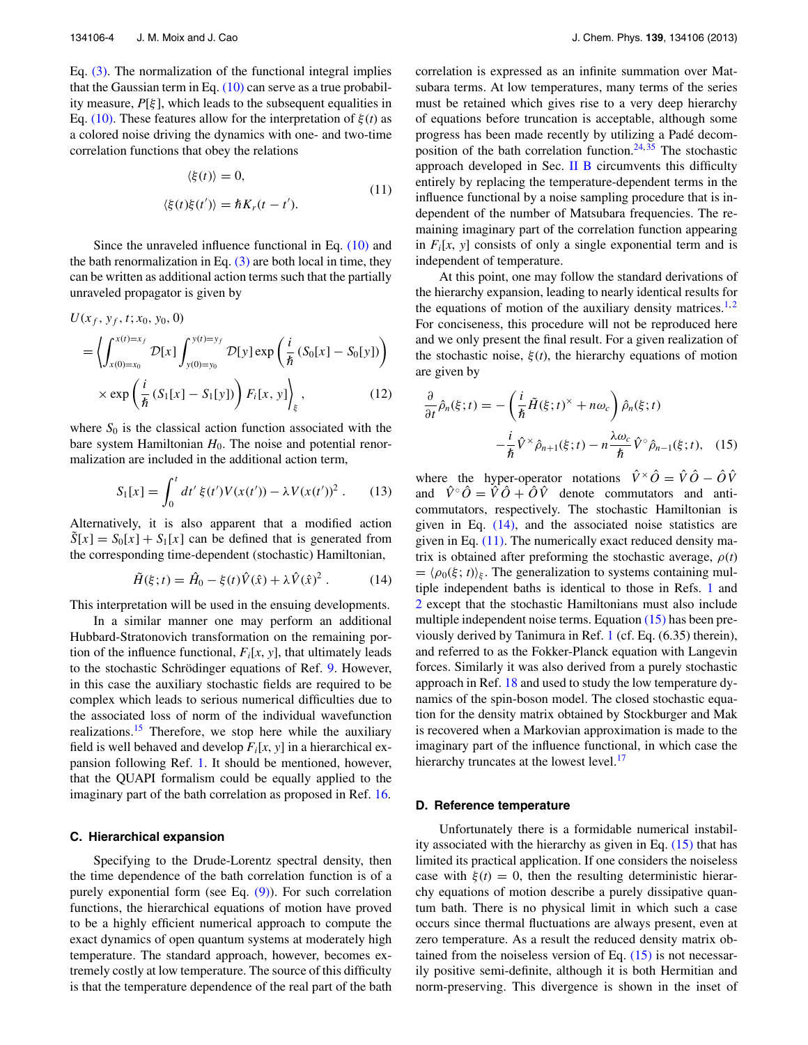Eq. (3). The normalization of the functional integral implies that the Gaussian term in Eq. (10) can serve as a true probability measure, $P[\xi]$, which leads to the subsequent equalities in Eq. (10). These features allow for the interpretation of $\xi(t)$ as a colored noise driving the dynamics with one- and two-time correlation functions that obey the relations

$$
\begin{aligned}
\langle \xi(t) \rangle &= 0, \\
\langle \xi(t)\xi(t') \rangle &= \hbar K_r(t-t').
\end{aligned} \tag{11}
$$

Since the unraveled influence functional in Eq. (10) and the bath renormalization in Eq. (3) are both local in time, they can be written as additional action terms such that the partially unraveled propagator is given by

$$
\begin{aligned}
U(x_f, y_f, t; x_0, y_0, 0) &= \left\langle \int_{x(0)=x_0}^{x(t)=x_f} \mathcal{D}[x] \int_{y(0)=y_0}^{y(t)=y_f} \mathcal{D}[y] \exp\left(\frac{i}{\hbar}\left(S_0[x]-S_0[y]\right)\right) \right. \\
&\quad \left. \times \exp\left(\frac{i}{\hbar}\left(S_1[x]-S_1[y]\right)\right) F_i[x,y] \right\rangle_{\xi},
\end{aligned} \tag{12}
$$

where $S_0$ is the classical action function associated with the bare system Hamiltonian $H_0$. The noise and potential renormalization are included in the additional action term,

$$
S_1[x] = \int_0^t dt'\, \xi(t')V(x(t')) - \lambda V(x(t'))^2\,. \tag{13}
$$

Alternatively, it is also apparent that a modified action $\tilde{S}[x] = S_0[x] + S_1[x]$ can be defined that is generated from the corresponding time-dependent (stochastic) Hamiltonian,

$$
\tilde{H}(\xi;t) = \hat{H}_0 - \xi(t)\hat{V}(\hat{x}) + \lambda \hat{V}(\hat{x})^2\,. \tag{14}
$$

This interpretation will be used in the ensuing developments.

In a similar manner one may perform an additional Hubbard-Stratonovich transformation on the remaining portion of the influence functional, $F_i[x, y]$, that ultimately leads to the stochastic Schrödinger equations of Ref. 9. However, in this case the auxiliary stochastic fields are required to be complex which leads to serious numerical difficulties due to the associated loss of norm of the individual wavefunction realizations.[15] Therefore, we stop here while the auxiliary field is well behaved and develop $F_i[x, y]$ in a hierarchical expansion following Ref. 1. It should be mentioned, however, that the QUAPI formalism could be equally applied to the imaginary part of the bath correlation as proposed in Ref. 16.

### C. Hierarchical expansion

Specifying to the Drude-Lorentz spectral density, then the time dependence of the bath correlation function is of a purely exponential form (see Eq. (9)). For such correlation functions, the hierarchical equations of motion have proved to be a highly efficient numerical approach to compute the exact dynamics of open quantum systems at moderately high temperature. The standard approach, however, becomes extremely costly at low temperature. The source of this difficulty is that the temperature dependence of the real part of the bath correlation is expressed as an infinite summation over Matsubara terms. At low temperatures, many terms of the series must be retained which gives rise to a very deep hierarchy of equations before truncation is acceptable, although some progress has been made recently by utilizing a Padé decomposition of the bath correlation function.[24,35] The stochastic approach developed in Sec. II B circumvents this difficulty entirely by replacing the temperature-dependent terms in the influence functional by a noise sampling procedure that is independent of the number of Matsubara frequencies. The remaining imaginary part of the correlation function appearing in $F_i[x, y]$ consists of only a single exponential term and is independent of temperature.

At this point, one may follow the standard derivations of the hierarchy expansion, leading to nearly identical results for the equations of motion of the auxiliary density matrices.[1,2] For conciseness, this procedure will not be reproduced here and we only present the final result. For a given realization of the stochastic noise, $\xi(t)$, the hierarchy equations of motion are given by

$$
\begin{aligned}
\frac{\partial}{\partial t}\hat{\rho}_n(\xi;t) &= -\left(\frac{i}{\hbar}\tilde{H}(\xi;t)^{\times} + n\omega_c\right)\hat{\rho}_n(\xi;t) \\
&\quad - \frac{i}{\hbar}\hat{V}^{\times}\hat{\rho}_{n+1}(\xi;t) - n\frac{\lambda\omega_c}{\hbar}\hat{V}^{\circ}\hat{\rho}_{n-1}(\xi;t),
\end{aligned} \tag{15}
$$

where the hyper-operator notations $\hat{V}^{\times}\hat{O} = \hat{V}\hat{O} - \hat{O}\hat{V}$ and $\hat{V}^{\circ}\hat{O} = \hat{V}\hat{O} + \hat{O}\hat{V}$ denote commutators and anti-commutators, respectively. The stochastic Hamiltonian is given in Eq. (14), and the associated noise statistics are given in Eq. (11). The numerically exact reduced density matrix is obtained after preforming the stochastic average, $\rho(t) = \langle \rho_0(\xi;t)\rangle_{\xi}$. The generalization to systems containing multiple independent baths is identical to those in Refs. 1 and 2 except that the stochastic Hamiltonians must also include multiple independent noise terms. Equation (15) has been previously derived by Tanimura in Ref. 1 (cf. Eq. (6.35) therein), and referred to as the Fokker-Planck equation with Langevin forces. Similarly it was also derived from a purely stochastic approach in Ref. 18 and used to study the low temperature dynamics of the spin-boson model. The closed stochastic equation for the density matrix obtained by Stockburger and Mak is recovered when a Markovian approximation is made to the imaginary part of the influence functional, in which case the hierarchy truncates at the lowest level.[17]

### D. Reference temperature

Unfortunately there is a formidable numerical instability associated with the hierarchy as given in Eq. (15) that has limited its practical application. If one considers the noiseless case with $\xi(t) = 0$, then the resulting deterministic hierarchy equations of motion describe a purely dissipative quantum bath. There is no physical limit in which such a case occurs since thermal fluctuations are always present, even at zero temperature. As a result the reduced density matrix obtained from the noiseless version of Eq. (15) is not necessarily positive semi-definite, although it is both Hermitian and norm-preserving. This divergence is shown in the inset of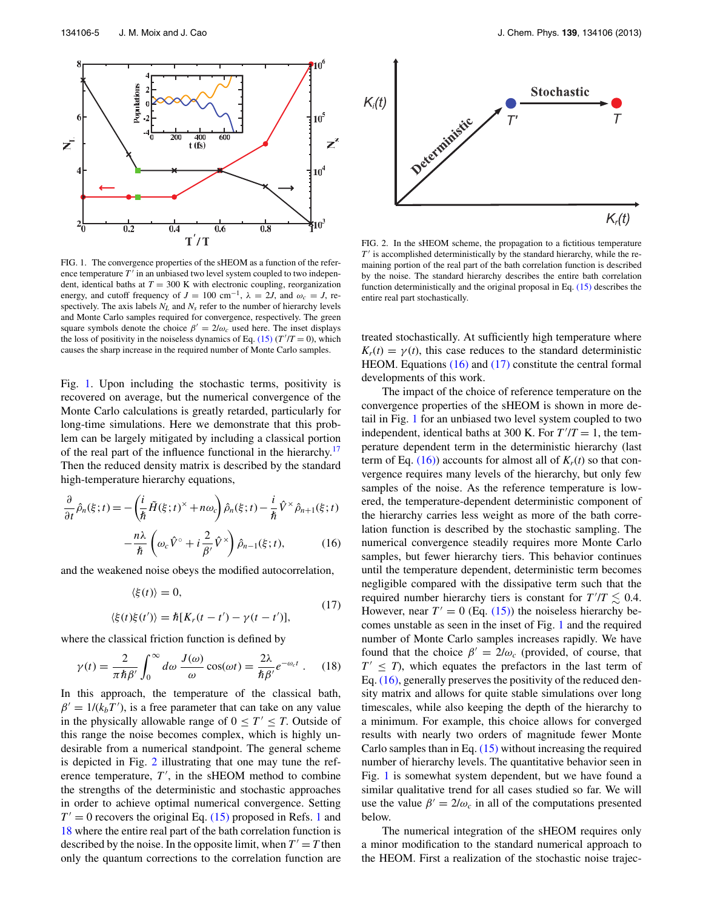FIG. 1. The convergence properties of the sHEOM as a function of the reference temperature $T'$ in an unbiased two level system coupled to two independent, identical baths at $T = 300$ K with electronic coupling, reorganization energy, and cutoff frequency of $J = 100$ cm$^{-1}$, $\lambda = 2J$, and $\omega_c = J$, respectively. The axis labels $N_L$ and $N_s$ refer to the number of hierarchy levels and Monte Carlo samples required for convergence, respectively. The green square symbols denote the choice $\beta' = 2/\omega_c$ used here. The inset displays the loss of positivity in the noiseless dynamics of Eq. (15) ($T'/T = 0$), which causes the sharp increase in the required number of Monte Carlo samples.

Fig. 1. Upon including the stochastic terms, positivity is recovered on average, but the numerical convergence of the Monte Carlo calculations is greatly retarded, particularly for long-time simulations. Here we demonstrate that this problem can be largely mitigated by including a classical portion of the real part of the influence functional in the hierarchy.[17] Then the reduced density matrix is described by the standard high-temperature hierarchy equations,

$$\frac{\partial}{\partial t}\hat{\rho}_n(\xi;t) = -\left(\frac{i}{\hbar}\tilde{H}(\xi;t)^{\times} + n\omega_c\right)\hat{\rho}_n(\xi;t) - \frac{i}{\hbar}\hat{V}^{\times}\hat{\rho}_{n+1}(\xi;t) - \frac{n\lambda}{\hbar}\left(\omega_c\hat{V}^{\circ} + i\frac{2}{\beta'}\hat{V}^{\times}\right)\hat{\rho}_{n-1}(\xi;t), \quad (16)$$

and the weakened noise obeys the modified autocorrelation,

$$\langle\xi(t)\rangle = 0,$$
$$\langle\xi(t)\xi(t')\rangle = \hbar[K_r(t-t') - \gamma(t-t')], \quad (17)$$

where the classical friction function is defined by

$$\gamma(t) = \frac{2}{\pi\hbar\beta'}\int_0^{\infty} d\omega\,\frac{J(\omega)}{\omega}\cos(\omega t) = \frac{2\lambda}{\hbar\beta'}e^{-\omega_c t}. \quad (18)$$

In this approach, the temperature of the classical bath, $\beta' = 1/(k_b T')$, is a free parameter that can take on any value in the physically allowable range of $0 \leq T' \leq T$. Outside of this range the noise becomes complex, which is highly undesirable from a numerical standpoint. The general scheme is depicted in Fig. 2 illustrating that one may tune the reference temperature, $T'$, in the sHEOM method to combine the strengths of the deterministic and stochastic approaches in order to achieve optimal numerical convergence. Setting $T' = 0$ recovers the original Eq. (15) proposed in Refs. 1 and 18 where the entire real part of the bath correlation function is described by the noise. In the opposite limit, when $T' = T$ then only the quantum corrections to the correlation function are treated stochastically. At sufficiently high temperature where $K_r(t) = \gamma(t)$, this case reduces to the standard deterministic HEOM. Equations (16) and (17) constitute the central formal developments of this work.

FIG. 2. In the sHEOM scheme, the propagation to a fictitious temperature $T'$ is accomplished deterministically by the standard hierarchy, while the remaining portion of the real part of the bath correlation function is described by the noise. The standard hierarchy describes the entire bath correlation function deterministically and the original proposal in Eq. (15) describes the entire real part stochastically.

The impact of the choice of reference temperature on the convergence properties of the sHEOM is shown in more detail in Fig. 1 for an unbiased two level system coupled to two independent, identical baths at 300 K. For $T'/T = 1$, the temperature dependent term in the deterministic hierarchy (last term of Eq. (16)) accounts for almost all of $K_r(t)$ so that convergence requires many levels of the hierarchy, but only few samples of the noise. As the reference temperature is lowered, the temperature-dependent deterministic component of the hierarchy carries less weight as more of the bath correlation function is described by the stochastic sampling. The numerical convergence steadily requires more Monte Carlo samples, but fewer hierarchy tiers. This behavior continues until the temperature dependent, deterministic term becomes negligible compared with the dissipative term such that the required number hierarchy tiers is constant for $T'/T \lesssim 0.4$. However, near $T' = 0$ (Eq. (15)) the noiseless hierarchy becomes unstable as seen in the inset of Fig. 1 and the required number of Monte Carlo samples increases rapidly. We have found that the choice $\beta' = 2/\omega_c$ (provided, of course, that $T' \leq T$), which equates the prefactors in the last term of Eq. (16), generally preserves the positivity of the reduced density matrix and allows for quite stable simulations over long timescales, while also keeping the depth of the hierarchy to a minimum. For example, this choice allows for converged results with nearly two orders of magnitude fewer Monte Carlo samples than in Eq. (15) without increasing the required number of hierarchy levels. The quantitative behavior seen in Fig. 1 is somewhat system dependent, but we have found a similar qualitative trend for all cases studied so far. We will use the value $\beta' = 2/\omega_c$ in all of the computations presented below.

The numerical integration of the sHEOM requires only a minor modification to the standard numerical approach to the HEOM. First a realization of the stochastic noise trajec-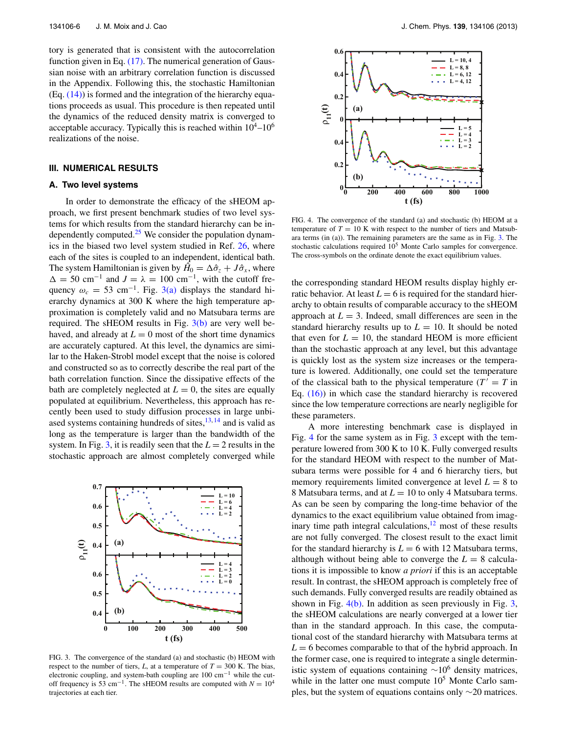tory is generated that is consistent with the autocorrelation function given in Eq. (17). The numerical generation of Gaussian noise with an arbitrary correlation function is discussed in the Appendix. Following this, the stochastic Hamiltonian (Eq. (14)) is formed and the integration of the hierarchy equations proceeds as usual. This procedure is then repeated until the dynamics of the reduced density matrix is converged to acceptable accuracy. Typically this is reached within $10^4$–$10^6$ realizations of the noise.

## III. NUMERICAL RESULTS

### A. Two level systems

In order to demonstrate the efficacy of the sHEOM approach, we first present benchmark studies of two level systems for which results from the standard hierarchy can be independently computed.[25] We consider the population dynamics in the biased two level system studied in Ref. 26, where each of the sites is coupled to an independent, identical bath. The system Hamiltonian is given by $\hat{H}_0 = \Delta\hat{\sigma}_z + J\hat{\sigma}_x$, where $\Delta = 50$ cm$^{-1}$ and $J = \lambda = 100$ cm$^{-1}$, with the cutoff frequency $\omega_c = 53$ cm$^{-1}$. Fig. 3(a) displays the standard hierarchy dynamics at 300 K where the high temperature approximation is completely valid and no Matsubara terms are required. The sHEOM results in Fig. 3(b) are very well behaved, and already at $L = 0$ most of the short time dynamics are accurately captured. At this level, the dynamics are similar to the Haken-Strobl model except that the noise is colored and constructed so as to correctly describe the real part of the bath correlation function. Since the dissipative effects of the bath are completely neglected at $L = 0$, the sites are equally populated at equilibrium. Nevertheless, this approach has recently been used to study diffusion processes in large unbiased systems containing hundreds of sites,[13,14] and is valid as long as the temperature is larger than the bandwidth of the system. In Fig. 3, it is readily seen that the $L = 2$ results in the stochastic approach are almost completely converged while the corresponding standard HEOM results display highly erratic behavior. At least $L = 6$ is required for the standard hierarchy to obtain results of comparable accuracy to the sHEOM approach at $L = 3$. Indeed, small differences are seen in the standard hierarchy results up to $L = 10$. It should be noted that even for $L = 10$, the standard HEOM is more efficient than the stochastic approach at any level, but this advantage is quickly lost as the system size increases or the temperature is lowered. Additionally, one could set the temperature of the classical bath to the physical temperature ($T' = T$ in Eq. (16)) in which case the standard hierarchy is recovered since the low temperature corrections are nearly negligible for these parameters.

FIG. 3. The convergence of the standard (a) and stochastic (b) HEOM with respect to the number of tiers, $L$, at a temperature of $T = 300$ K. The bias, electronic coupling, and system-bath coupling are 100 cm$^{-1}$ while the cutoff frequency is 53 cm$^{-1}$. The sHEOM results are computed with $N = 10^4$ trajectories at each tier.

FIG. 4. The convergence of the standard (a) and stochastic (b) HEOM at a temperature of $T = 10$ K with respect to the number of tiers and Matsubara terms (in (a)). The remaining parameters are the same as in Fig. 3. The stochastic calculations required $10^5$ Monte Carlo samples for convergence. The cross-symbols on the ordinate denote the exact equilibrium values.

A more interesting benchmark case is displayed in Fig. 4 for the same system as in Fig. 3 except with the temperature lowered from 300 K to 10 K. Fully converged results for the standard HEOM with respect to the number of Matsubara terms were possible for 4 and 6 hierarchy tiers, but memory requirements limited convergence at level $L = 8$ to 8 Matsubara terms, and at $L = 10$ to only 4 Matsubara terms. As can be seen by comparing the long-time behavior of the dynamics to the exact equilibrium value obtained from imaginary time path integral calculations,[12] most of these results are not fully converged. The closest result to the exact limit for the standard hierarchy is $L = 6$ with 12 Matsubara terms, although without being able to converge the $L = 8$ calculations it is impossible to know *a priori* if this is an acceptable result. In contrast, the sHEOM approach is completely free of such demands. Fully converged results are readily obtained as shown in Fig. 4(b). In addition as seen previously in Fig. 3, the sHEOM calculations are nearly converged at a lower tier than in the standard approach. In this case, the computational cost of the standard hierarchy with Matsubara terms at $L = 6$ becomes comparable to that of the hybrid approach. In the former case, one is required to integrate a single deterministic system of equations containing $\sim 10^6$ density matrices, while in the latter one must compute $10^5$ Monte Carlo samples, but the system of equations contains only $\sim 20$ matrices.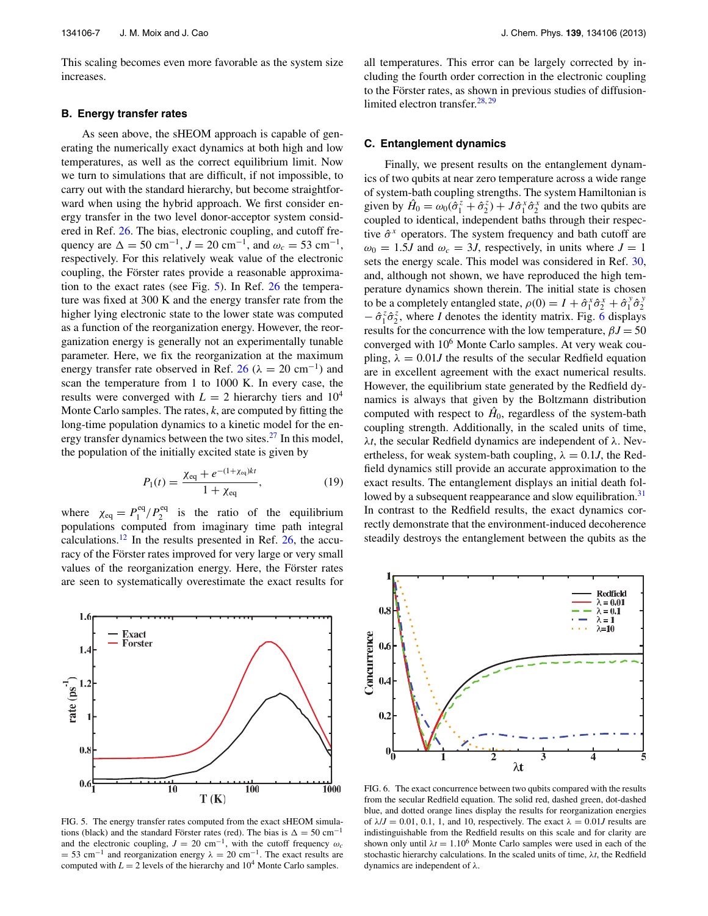This scaling becomes even more favorable as the system size increases.

### B. Energy transfer rates

As seen above, the sHEOM approach is capable of generating the numerically exact dynamics at both high and low temperatures, as well as the correct equilibrium limit. Now we turn to simulations that are difficult, if not impossible, to carry out with the standard hierarchy, but become straightforward when using the hybrid approach. We first consider energy transfer in the two level donor-acceptor system considered in Ref. 26. The bias, electronic coupling, and cutoff frequency are $\Delta = 50$ cm$^{-1}$, $J = 20$ cm$^{-1}$, and $\omega_c = 53$ cm$^{-1}$, respectively. For this relatively weak value of the electronic coupling, the Förster rates provide a reasonable approximation to the exact rates (see Fig. 5). In Ref. 26 the temperature was fixed at 300 K and the energy transfer rate from the higher lying electronic state to the lower state was computed as a function of the reorganization energy. However, the reorganization energy is generally not an experimentally tunable parameter. Here, we fix the reorganization at the maximum energy transfer rate observed in Ref. 26 ($\lambda = 20$ cm$^{-1}$) and scan the temperature from 1 to 1000 K. In every case, the results were converged with $L = 2$ hierarchy tiers and $10^4$ Monte Carlo samples. The rates, $k$, are computed by fitting the long-time population dynamics to a kinetic model for the energy transfer dynamics between the two sites.[27] In this model, the population of the initially excited state is given by

$$P_1(t) = \frac{\chi_{\text{eq}} + e^{-(1+\chi_{\text{eq}})kt}}{1 + \chi_{\text{eq}}}, \tag{19}$$

where $\chi_{\text{eq}} = P_1^{\text{eq}}/P_2^{\text{eq}}$ is the ratio of the equilibrium populations computed from imaginary time path integral calculations.[12] In the results presented in Ref. 26, the accuracy of the Förster rates improved for very large or very small values of the reorganization energy. Here, the Förster rates are seen to systematically overestimate the exact results for all temperatures. This error can be largely corrected by including the fourth order correction in the electronic coupling to the Förster rates, as shown in previous studies of diffusion-limited electron transfer.[28,29]

FIG. 5. The energy transfer rates computed from the exact sHEOM simulations (black) and the standard Förster rates (red). The bias is $\Delta = 50$ cm$^{-1}$ and the electronic coupling, $J = 20$ cm$^{-1}$, the cutoff frequency $\omega_c = 53$ cm$^{-1}$ and reorganization energy $\lambda = 20$ cm$^{-1}$. The exact results are computed with $L = 2$ levels of the hierarchy and $10^4$ Monte Carlo samples.

### C. Entanglement dynamics

Finally, we present results on the entanglement dynamics of two qubits at near zero temperature across a wide range of system-bath coupling strengths. The system Hamiltonian is given by $\hat{H}_0 = \omega_0(\hat{\sigma}_1^z + \hat{\sigma}_2^z) + J\hat{\sigma}_1^x\hat{\sigma}_2^x$ and the two qubits are coupled to identical, independent baths through their respective $\hat{\sigma}^x$ operators. The system frequency and bath cutoff are $\omega_0 = 1.5J$ and $\omega_c = 3J$, respectively, in units where $J = 1$ sets the energy scale. This model was considered in Ref. 30, and, although not shown, we have reproduced the high temperature dynamics shown therein. The initial state is chosen to be a completely entangled state, $\rho(0) = I + \hat{\sigma}_1^x\hat{\sigma}_2^x + \hat{\sigma}_1^y\hat{\sigma}_2^y - \hat{\sigma}_1^z\hat{\sigma}_2^z$, where $I$ denotes the identity matrix. Fig. 6 displays results for the concurrence with the low temperature, $\beta J = 50$ converged with $10^6$ Monte Carlo samples. At very weak coupling, $\lambda = 0.01J$ the results of the secular Redfield equation are in excellent agreement with the exact numerical results. However, the equilibrium state generated by the Redfield dynamics is always that given by the Boltzmann distribution computed with respect to $\hat{H}_0$, regardless of the system-bath coupling strength. Additionally, in the scaled units of time, $\lambda t$, the secular Redfield dynamics are independent of $\lambda$. Nevertheless, for weak system-bath coupling, $\lambda = 0.1J$, the Redfield dynamics still provide an accurate approximation to the exact results. The entanglement displays an initial death followed by a subsequent reappearance and slow equilibration.[31] In contrast to the Redfield results, the exact dynamics correctly demonstrate that the environment-induced decoherence steadily destroys the entanglement between the qubits as the

FIG. 6. The exact concurrence between two qubits compared with the results from the secular Redfield equation. The solid red, dashed green, dot-dashed blue, and dotted orange lines display the results for reorganization energies of $\lambda/J = 0.01$, 0.1, 1, and 10, respectively. The exact $\lambda = 0.01J$ results are indistinguishable from the Redfield results on this scale and for clarity are shown only until $\lambda t = 1.10^6$ Monte Carlo samples were used in each of the stochastic hierarchy calculations. In the scaled units of time, $\lambda t$, the Redfield dynamics are independent of $\lambda$.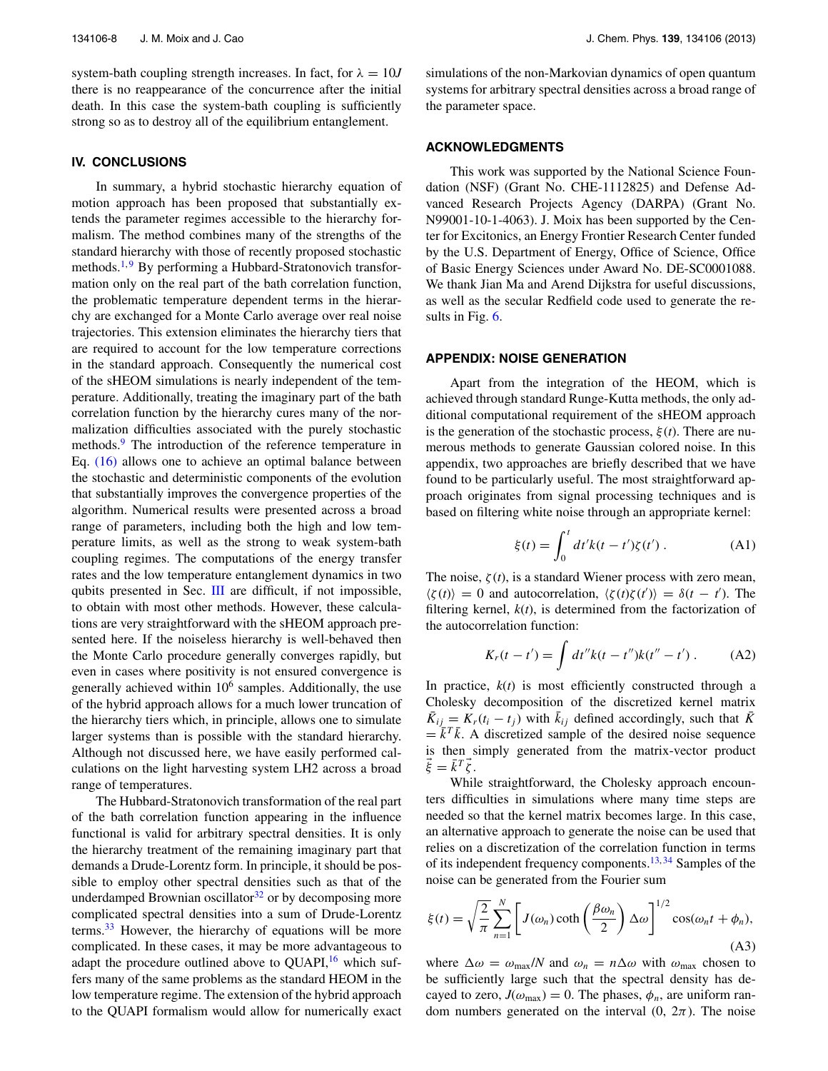system-bath coupling strength increases. In fact, for $\lambda = 10J$ there is no reappearance of the concurrence after the initial death. In this case the system-bath coupling is sufficiently strong so as to destroy all of the equilibrium entanglement.

## IV. CONCLUSIONS

In summary, a hybrid stochastic hierarchy equation of motion approach has been proposed that substantially extends the parameter regimes accessible to the hierarchy formalism. The method combines many of the strengths of the standard hierarchy with those of recently proposed stochastic methods.[1,9] By performing a Hubbard-Stratonovich transformation only on the real part of the bath correlation function, the problematic temperature dependent terms in the hierarchy are exchanged for a Monte Carlo average over real noise trajectories. This extension eliminates the hierarchy tiers that are required to account for the low temperature corrections in the standard approach. Consequently the numerical cost of the sHEOM simulations is nearly independent of the temperature. Additionally, treating the imaginary part of the bath correlation function by the hierarchy cures many of the normalization difficulties associated with the purely stochastic methods.[9] The introduction of the reference temperature in Eq. (16) allows one to achieve an optimal balance between the stochastic and deterministic components of the evolution that substantially improves the convergence properties of the algorithm. Numerical results were presented across a broad range of parameters, including both the high and low temperature limits, as well as the strong to weak system-bath coupling regimes. The computations of the energy transfer rates and the low temperature entanglement dynamics in two qubits presented in Sec. III are difficult, if not impossible, to obtain with most other methods. However, these calculations are very straightforward with the sHEOM approach presented here. If the noiseless hierarchy is well-behaved then the Monte Carlo procedure generally converges rapidly, but even in cases where positivity is not ensured convergence is generally achieved within $10^6$ samples. Additionally, the use of the hybrid approach allows for a much lower truncation of the hierarchy tiers which, in principle, allows one to simulate larger systems than is possible with the standard hierarchy. Although not discussed here, we have easily performed calculations on the light harvesting system LH2 across a broad range of temperatures.

The Hubbard-Stratonovich transformation of the real part of the bath correlation function appearing in the influence functional is valid for arbitrary spectral densities. It is only the hierarchy treatment of the remaining imaginary part that demands a Drude-Lorentz form. In principle, it should be possible to employ other spectral densities such as that of the underdamped Brownian oscillator[32] or by decomposing more complicated spectral densities into a sum of Drude-Lorentz terms.[33] However, the hierarchy of equations will be more complicated. In these cases, it may be more advantageous to adapt the procedure outlined above to QUAPI,[16] which suffers many of the same problems as the standard HEOM in the low temperature regime. The extension of the hybrid approach to the QUAPI formalism would allow for numerically exact simulations of the non-Markovian dynamics of open quantum systems for arbitrary spectral densities across a broad range of the parameter space.

## ACKNOWLEDGMENTS

This work was supported by the National Science Foundation (NSF) (Grant No. CHE-1112825) and Defense Advanced Research Projects Agency (DARPA) (Grant No. N99001-10-1-4063). J. Moix has been supported by the Center for Excitonics, an Energy Frontier Research Center funded by the U.S. Department of Energy, Office of Science, Office of Basic Energy Sciences under Award No. DE-SC0001088. We thank Jian Ma and Arend Dijkstra for useful discussions, as well as the secular Redfield code used to generate the results in Fig. 6.

## APPENDIX: NOISE GENERATION

Apart from the integration of the HEOM, which is achieved through standard Runge-Kutta methods, the only additional computational requirement of the sHEOM approach is the generation of the stochastic process, $\xi(t)$. There are numerous methods to generate Gaussian colored noise. In this appendix, two approaches are briefly described that we have found to be particularly useful. The most straightforward approach originates from signal processing techniques and is based on filtering white noise through an appropriate kernel:

$$\xi(t) = \int_0^t dt' k(t - t')\zeta(t') \, . \tag{A1}$$

The noise, $\zeta(t)$, is a standard Wiener process with zero mean, $\langle \zeta(t) \rangle = 0$ and autocorrelation, $\langle \zeta(t)\zeta(t') \rangle = \delta(t - t')$. The filtering kernel, $k(t)$, is determined from the factorization of the autocorrelation function:

$$K_r(t - t') = \int dt'' k(t - t'')k(t'' - t') \, . \tag{A2}$$

In practice, $k(t)$ is most efficiently constructed through a Cholesky decomposition of the discretized kernel matrix $\bar{K}_{ij} = K_r(t_i - t_j)$ with $\bar{k}_{ij}$ defined accordingly, such that $\bar{K} = \bar{k}^T\bar{k}$. A discretized sample of the desired noise sequence is then simply generated from the matrix-vector product $\vec{\xi} = \bar{k}^T\vec{\zeta}$.

While straightforward, the Cholesky approach encounters difficulties in simulations where many time steps are needed so that the kernel matrix becomes large. In this case, an alternative approach to generate the noise can be used that relies on a discretization of the correlation function in terms of its independent frequency components.[13,34] Samples of the noise can be generated from the Fourier sum

$$\xi(t) = \sqrt{\frac{2}{\pi}} \sum_{n=1}^{N} \left[ J(\omega_n) \coth\left(\frac{\beta\omega_n}{2}\right) \Delta\omega \right]^{1/2} \cos(\omega_n t + \phi_n), \tag{A3}$$

where $\Delta\omega = \omega_{\max}/N$ and $\omega_n = n\Delta\omega$ with $\omega_{\max}$ chosen to be sufficiently large such that the spectral density has decayed to zero, $J(\omega_{\max}) = 0$. The phases, $\phi_n$, are uniform random numbers generated on the interval $(0, 2\pi)$. The noise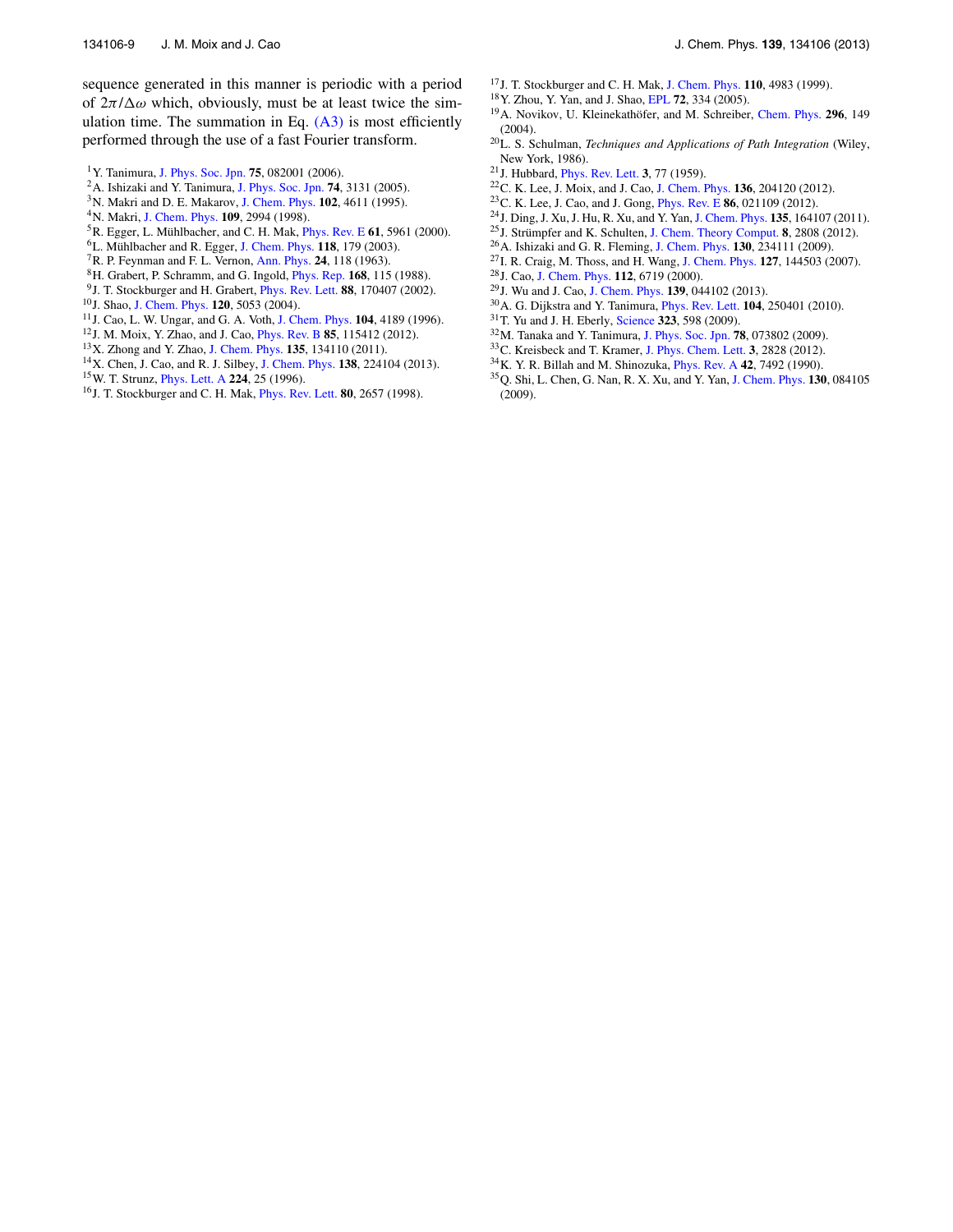sequence generated in this manner is periodic with a period of $2\pi/\Delta\omega$ which, obviously, must be at least twice the simulation time. The summation in Eq. (A3) is most efficiently performed through the use of a fast Fourier transform.

[1] Y. Tanimura, J. Phys. Soc. Jpn. **75**, 082001 (2006).
[2] A. Ishizaki and Y. Tanimura, J. Phys. Soc. Jpn. **74**, 3131 (2005).
[3] N. Makri and D. E. Makarov, J. Chem. Phys. **102**, 4611 (1995).
[4] N. Makri, J. Chem. Phys. **109**, 2994 (1998).
[5] R. Egger, L. Mühlbacher, and C. H. Mak, Phys. Rev. E **61**, 5961 (2000).
[6] L. Mühlbacher and R. Egger, J. Chem. Phys. **118**, 179 (2003).
[7] R. P. Feynman and F. L. Vernon, Ann. Phys. **24**, 118 (1963).
[8] H. Grabert, P. Schramm, and G. Ingold, Phys. Rep. **168**, 115 (1988).
[9] J. T. Stockburger and H. Grabert, Phys. Rev. Lett. **88**, 170407 (2002).
[10] J. Shao, J. Chem. Phys. **120**, 5053 (2004).
[11] J. Cao, L. W. Ungar, and G. A. Voth, J. Chem. Phys. **104**, 4189 (1996).
[12] J. M. Moix, Y. Zhao, and J. Cao, Phys. Rev. B **85**, 115412 (2012).
[13] X. Zhong and Y. Zhao, J. Chem. Phys. **135**, 134110 (2011).
[14] X. Chen, J. Cao, and R. J. Silbey, J. Chem. Phys. **138**, 224104 (2013).
[15] W. T. Strunz, Phys. Lett. A **224**, 25 (1996).
[16] J. T. Stockburger and C. H. Mak, Phys. Rev. Lett. **80**, 2657 (1998).
[17] J. T. Stockburger and C. H. Mak, J. Chem. Phys. **110**, 4983 (1999).
[18] Y. Zhou, Y. Yan, and J. Shao, EPL **72**, 334 (2005).
[19] A. Novikov, U. Kleinekathöfer, and M. Schreiber, Chem. Phys. **296**, 149 (2004).
[20] L. S. Schulman, *Techniques and Applications of Path Integration* (Wiley, New York, 1986).
[21] J. Hubbard, Phys. Rev. Lett. **3**, 77 (1959).
[22] C. K. Lee, J. Moix, and J. Cao, J. Chem. Phys. **136**, 204120 (2012).
[23] C. K. Lee, J. Cao, and J. Gong, Phys. Rev. E **86**, 021109 (2012).
[24] J. Ding, J. Xu, J. Hu, R. Xu, and Y. Yan, J. Chem. Phys. **135**, 164107 (2011).
[25] J. Strümpfer and K. Schulten, J. Chem. Theory Comput. **8**, 2808 (2012).
[26] A. Ishizaki and G. R. Fleming, J. Chem. Phys. **130**, 234111 (2009).
[27] I. R. Craig, M. Thoss, and H. Wang, J. Chem. Phys. **127**, 144503 (2007).
[28] J. Cao, J. Chem. Phys. **112**, 6719 (2000).
[29] J. Wu and J. Cao, J. Chem. Phys. **139**, 044102 (2013).
[30] A. G. Dijkstra and Y. Tanimura, Phys. Rev. Lett. **104**, 250401 (2010).
[31] T. Yu and J. H. Eberly, Science **323**, 598 (2009).
[32] M. Tanaka and Y. Tanimura, J. Phys. Soc. Jpn. **78**, 073802 (2009).
[33] C. Kreisbeck and T. Kramer, J. Phys. Chem. Lett. **3**, 2828 (2012).
[34] K. Y. R. Billah and M. Shinozuka, Phys. Rev. A **42**, 7492 (1990).
[35] Q. Shi, L. Chen, G. Nan, R. X. Xu, and Y. Yan, J. Chem. Phys. **130**, 084105 (2009).